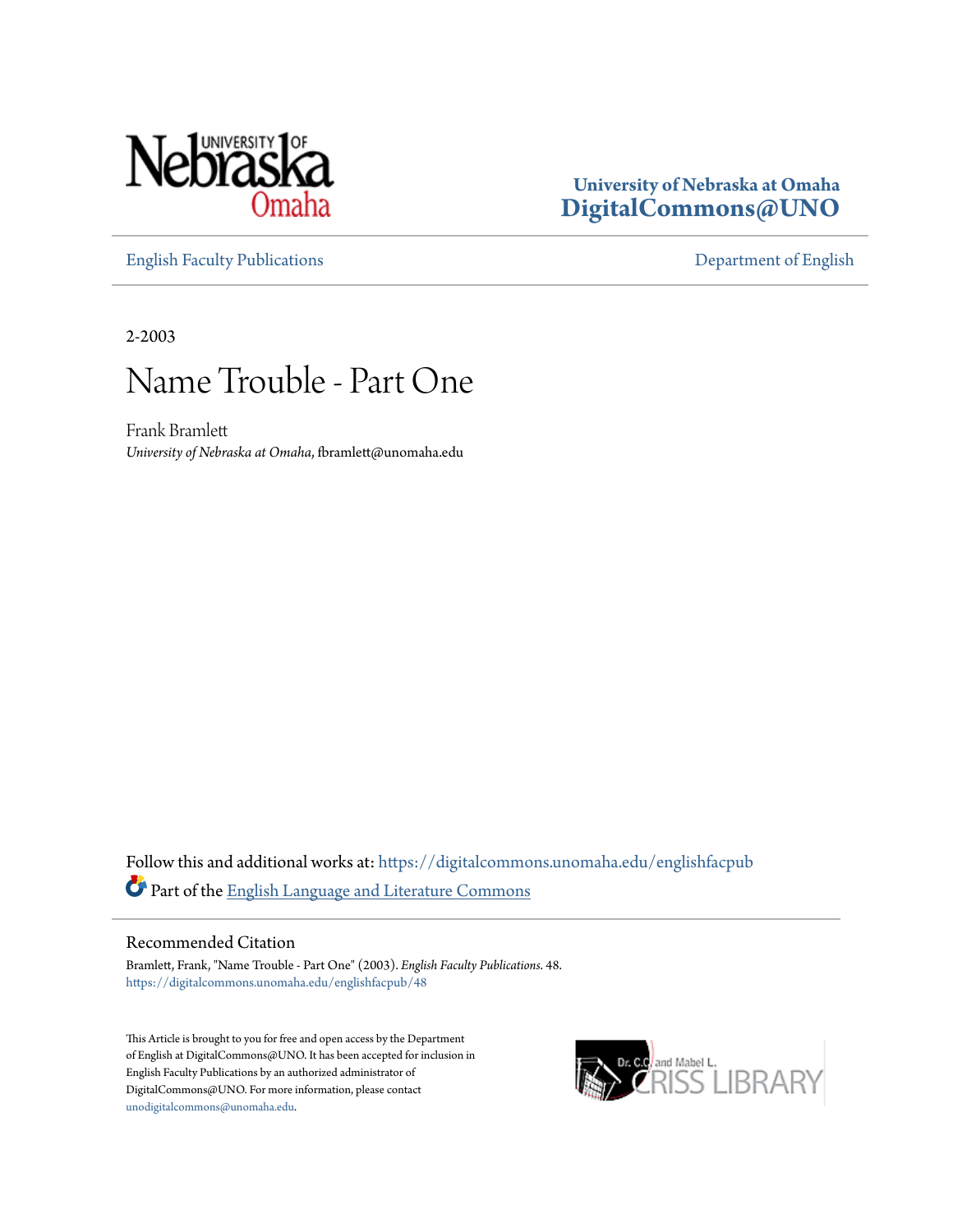University of Nebraska at Omaha
**DigitalCommons@UNO**

English Faculty Publications | Department of English

2-2003

# Name Trouble - Part One

Frank Bramlett
*University of Nebraska at Omaha*, fbramlett@unomaha.edu

Follow this and additional works at: https://digitalcommons.unomaha.edu/englishfacpub

Part of the English Language and Literature Commons

## Recommended Citation

Bramlett, Frank, "Name Trouble - Part One" (2003). *English Faculty Publications*. 48.
https://digitalcommons.unomaha.edu/englishfacpub/48

This Article is brought to you for free and open access by the Department of English at DigitalCommons@UNO. It has been accepted for inclusion in English Faculty Publications by an authorized administrator of DigitalCommons@UNO. For more information, please contact unodigitalcommons@unomaha.edu.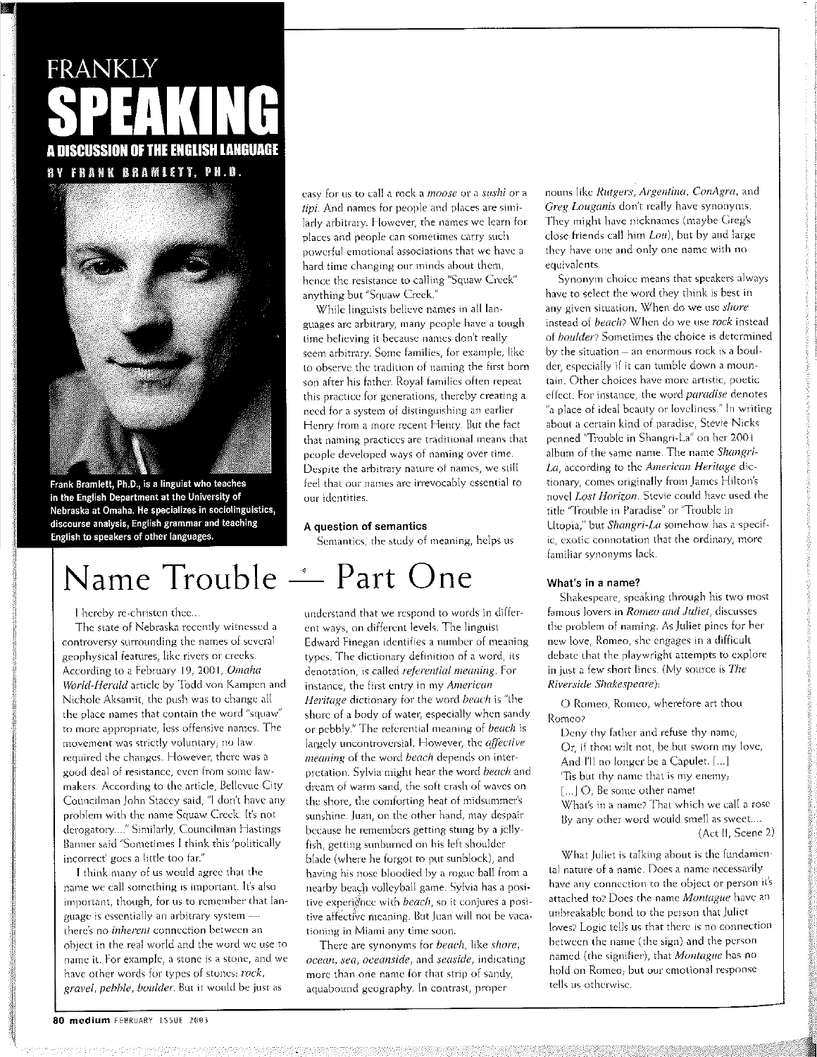# FRANKLY SPEAKING

**A DISCUSSION OF THE ENGLISH LANGUAGE**

**BY FRANK BRAMLETT, PH.D.**

Frank Bramlett, Ph.D., is a linguist who teaches in the English Department at the University of Nebraska at Omaha. He specializes in sociolinguistics, discourse analysis, English grammar and teaching English to speakers of other languages.

# Name Trouble — Part One

I hereby re-christen thee...

The state of Nebraska recently witnessed a controversy surrounding the names of several geophysical features, like rivers or creeks. According to a February 19, 2001, *Omaha World-Herald* article by Todd von Kampen and Nichole Aksamit, the push was to change all the place names that contain the word "squaw" to more appropriate, less offensive names. The movement was strictly voluntary; no law required the changes. However, there was a good deal of resistance, even from some lawmakers. According to the article, Bellevue City Councilman John Stacey said, "I don't have any problem with the name Squaw Creek. It's not derogatory...." Similarly, Councilman Hastings Banner said "Sometimes I think this 'politically incorrect' goes a little too far."

I think many of us would agree that the name we call something is important. It's also important, though, for us to remember that language is essentially an arbitrary system — there's no *inherent* connection between an object in the real world and the word we use to name it. For example, a stone is a stone, and we have other words for types of stones: *rock, gravel, pebble, boulder*. But it would be just as easy for us to call a rock a *moose* or a *sushi* or a *tipi*. And names for people and places are similarly arbitrary. However, the names we learn for places and people can sometimes carry such powerful emotional associations that we have a hard time changing our minds about them, hence the resistance to calling "Squaw Creek" anything but "Squaw Creek."

While linguists believe names in all languages are arbitrary, many people have a tough time believing it because names don't really seem arbitrary. Some families, for example, like to observe the tradition of naming the first born son after his father. Royal families often repeat this practice for generations, thereby creating a need for a system of distinguishing an earlier Henry from a more recent Henry. But the fact that naming practices are traditional means that people developed ways of naming over time. Despite the arbitrary nature of names, we still feel that our names are irrevocably essential to our identities.

### A question of semantics

Semantics, the study of meaning, helps us understand that we respond to words in different ways, on different levels. The linguist Edward Finegan identifies a number of meaning types. The dictionary definition of a word, its denotation, is called *referential meaning*. For instance, the first entry in my *American Heritage* dictionary for the word *beach* is "the shore of a body of water, especially when sandy or pebbly." The referential meaning of *beach* is largely uncontroversial. However, the *affective meaning* of the word *beach* depends on interpretation. Sylvia might hear the word *beach* and dream of warm sand, the soft crash of waves on the shore, the comforting heat of midsummer's sunshine. Juan, on the other hand, may despair because he remembers getting stung by a jellyfish, getting sunburned on his left shoulder blade (where he forgot to put sunblock), and having his nose bloodied by a rogue ball from a nearby beach volleyball game. Sylvia has a positive experience with *beach*, so it conjures a positive affective meaning. But Juan will not be vacationing in Miami any time soon.

There are synonyms for *beach*, like *shore, ocean, sea, oceanside*, and *seaside*, indicating more than one name for that strip of sandy, aquabound geography. In contrast, proper nouns like *Rutgers, Argentina, ConAgra*, and *Greg Louganis* don't really have synonyms. They might have nicknames (maybe Greg's close friends call him *Lou*), but by and large they have one and only one name with no equivalents.

Synonym choice means that speakers always have to select the word they think is best in any given situation. When do we use *shore* instead of *beach*? When do we use *rock* instead of *boulder*? Sometimes the choice is determined by the situation — an enormous rock is a boulder, especially if it can tumble down a mountain. Other choices have more artistic, poetic effect. For instance, the word *paradise* denotes "a place of ideal beauty or loveliness." In writing about a certain kind of paradise, Stevie Nicks penned "Trouble in Shangri-La" on her 2001 album of the same name. The name *Shangri-La*, according to the *American Heritage* dictionary, comes originally from James Hilton's novel *Lost Horizon*. Stevie could have used the title "Trouble in Paradise" or "Trouble in Utopia," but *Shangri-La* somehow has a specific, exotic connotation that the ordinary, more familiar synonyms lack.

### What's in a name?

Shakespeare, speaking through his two most famous lovers in *Romeo and Juliet*, discusses the problem of naming. As Juliet pines for her new love, Romeo, she engages in a difficult debate that the playwright attempts to explore in just a few short lines. (My source is *The Riverside Shakespeare*):

> O Romeo, Romeo, wherefore art thou Romeo?
> Deny thy father and refuse thy name;
> Or, if thou wilt not, be but sworn my love,
> And I'll no longer be a Capulet. [...]
> 'Tis but thy name that is my enemy;
> [...] O, Be some other name!
> What's in a name? That which we call a rose
> By any other word would smell as sweet....
> (Act II, Scene 2)

What Juliet is talking about is the fundamental nature of a name. Does a name necessarily have any connection to the object or person it's attached to? Does the name *Montague* have an unbreakable bond to the person that Juliet loves? Logic tells us that there is no connection between the name (the sign) and the person named (the signifier), that *Montague* has no hold on Romeo; but our emotional response tells us otherwise.